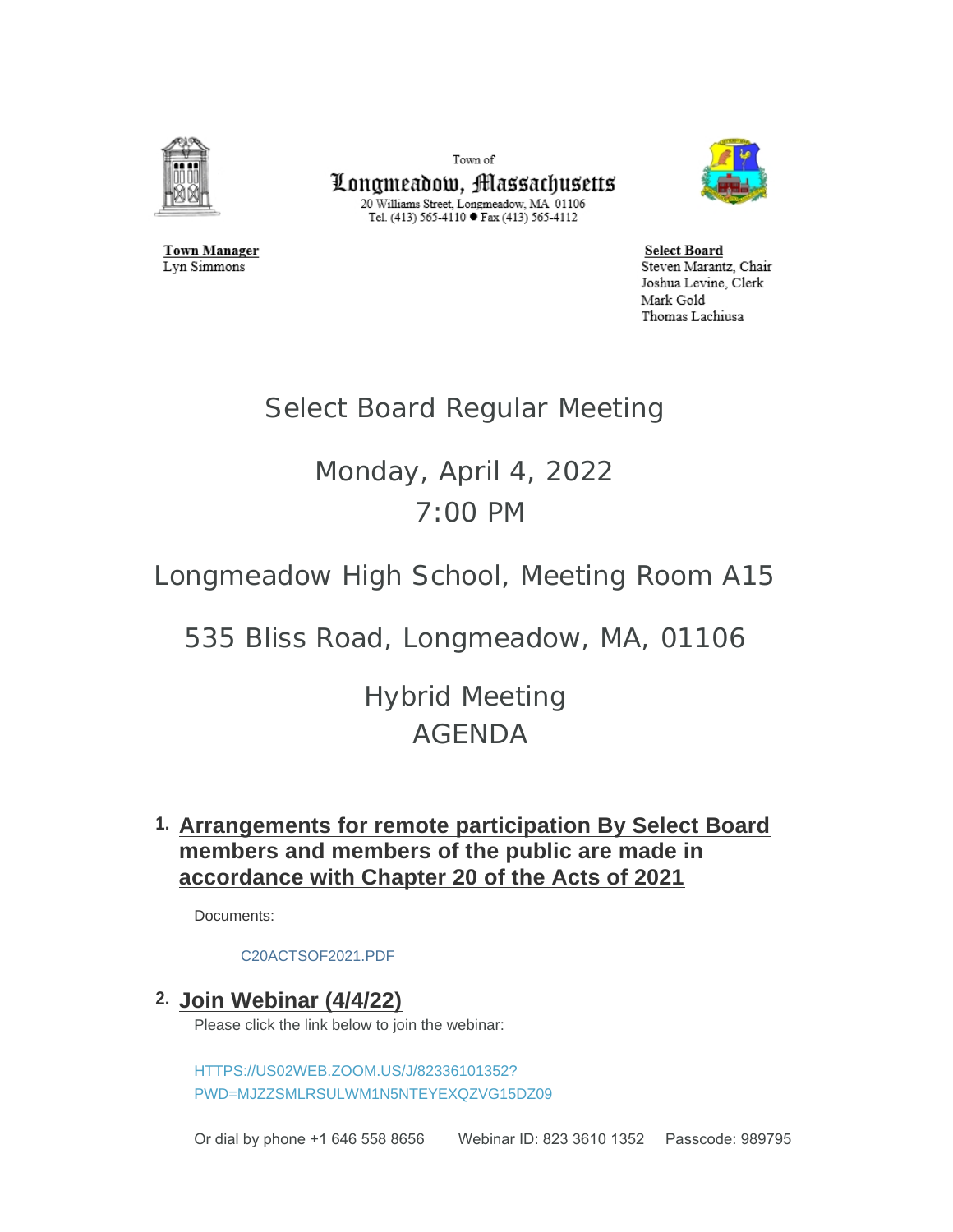Town of

**Longmeadow, Massachusetts**

20 Williams Street, Longmeadow, MA 01106
Tel. (413) 565-4110 ● Fax (413) 565-4112

**Town Manager**
Lyn Simmons

**Select Board**
Steven Marantz, Chair
Joshua Levine, Clerk
Mark Gold
Thomas Lachiusa

# Select Board Regular Meeting

## Monday, April 4, 2022
## 7:00 PM

## Longmeadow High School, Meeting Room A15

## 535 Bliss Road, Longmeadow, MA, 01106

## Hybrid Meeting
## AGENDA

1. **Arrangements for remote participation By Select Board members and members of the public are made in accordance with Chapter 20 of the Acts of 2021**

   Documents:

   C20ACTSOF2021.PDF

2. **Join Webinar (4/4/22)**

   Please click the link below to join the webinar:

   HTTPS://US02WEB.ZOOM.US/J/82336101352?PWD=MJZZSMLRSULWM1N5NTEYEXQZVG15DZ09

   Or dial by phone +1 646 558 8656 Webinar ID: 823 3610 1352 Passcode: 989795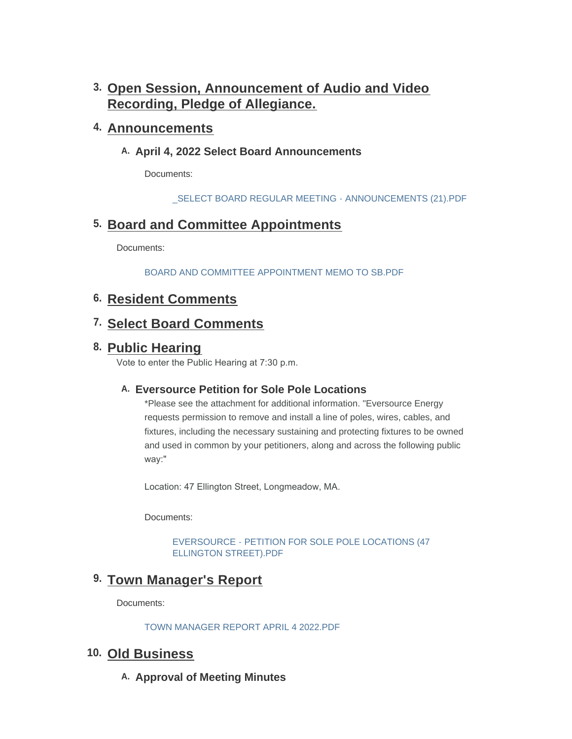## 3. Open Session, Announcement of Audio and Video Recording, Pledge of Allegiance.

## 4. Announcements

### A. April 4, 2022 Select Board Announcements

Documents:

_SELECT BOARD REGULAR MEETING - ANNOUNCEMENTS (21).PDF

## 5. Board and Committee Appointments

Documents:

BOARD AND COMMITTEE APPOINTMENT MEMO TO SB.PDF

## 6. Resident Comments

## 7. Select Board Comments

## 8. Public Hearing

Vote to enter the Public Hearing at 7:30 p.m.

### A. Eversource Petition for Sole Pole Locations

*Please see the attachment for additional information. "Eversource Energy requests permission to remove and install a line of poles, wires, cables, and fixtures, including the necessary sustaining and protecting fixtures to be owned and used in common by your petitioners, along and across the following public way:"

Location: 47 Ellington Street, Longmeadow, MA.

Documents:

EVERSOURCE - PETITION FOR SOLE POLE LOCATIONS (47 ELLINGTON STREET).PDF

## 9. Town Manager's Report

Documents:

TOWN MANAGER REPORT APRIL 4 2022.PDF

## 10. Old Business

### A. Approval of Meeting Minutes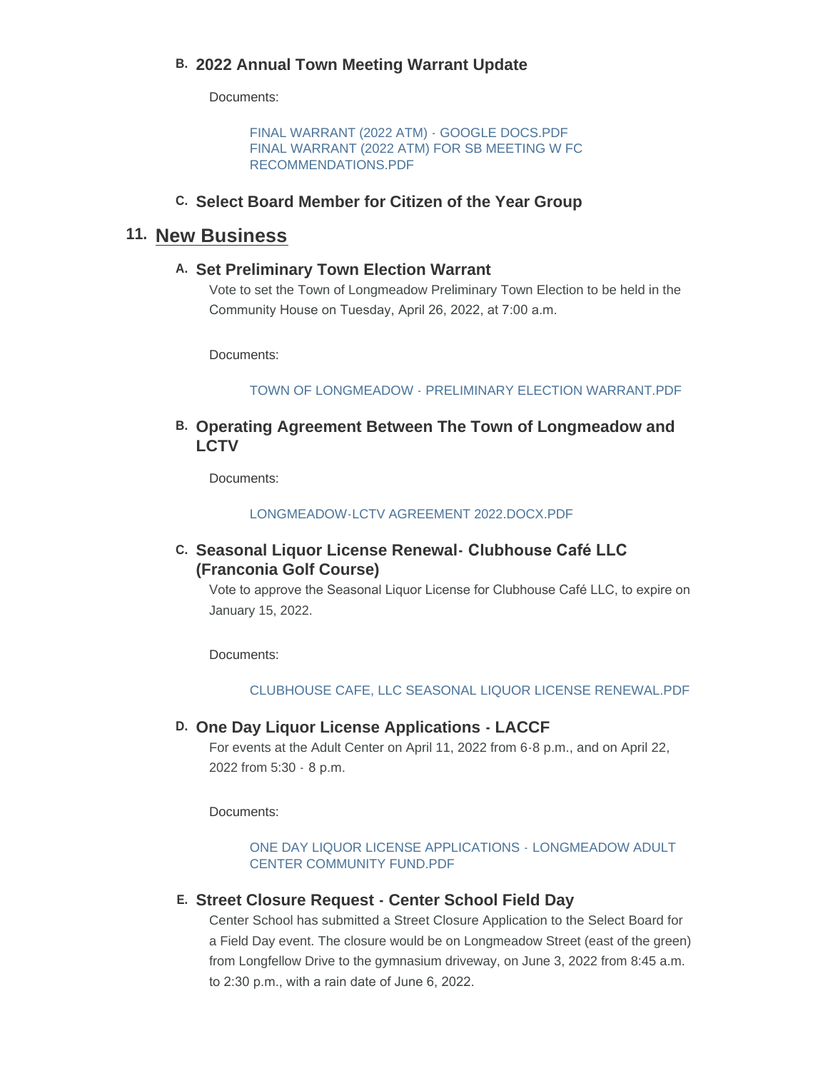### B. 2022 Annual Town Meeting Warrant Update

Documents:

FINAL WARRANT (2022 ATM) - GOOGLE DOCS.PDF
FINAL WARRANT (2022 ATM) FOR SB MEETING W FC RECOMMENDATIONS.PDF

### C. Select Board Member for Citizen of the Year Group

## 11. New Business

### A. Set Preliminary Town Election Warrant

Vote to set the Town of Longmeadow Preliminary Town Election to be held in the Community House on Tuesday, April 26, 2022, at 7:00 a.m.

Documents:

TOWN OF LONGMEADOW - PRELIMINARY ELECTION WARRANT.PDF

### B. Operating Agreement Between The Town of Longmeadow and LCTV

Documents:

LONGMEADOW-LCTV AGREEMENT 2022.DOCX.PDF

### C. Seasonal Liquor License Renewal- Clubhouse Café LLC (Franconia Golf Course)

Vote to approve the Seasonal Liquor License for Clubhouse Café LLC, to expire on January 15, 2022.

Documents:

CLUBHOUSE CAFE, LLC SEASONAL LIQUOR LICENSE RENEWAL.PDF

### D. One Day Liquor License Applications - LACCF

For events at the Adult Center on April 11, 2022 from 6-8 p.m., and on April 22, 2022 from 5:30 - 8 p.m.

Documents:

ONE DAY LIQUOR LICENSE APPLICATIONS - LONGMEADOW ADULT CENTER COMMUNITY FUND.PDF

### E. Street Closure Request - Center School Field Day

Center School has submitted a Street Closure Application to the Select Board for a Field Day event. The closure would be on Longmeadow Street (east of the green) from Longfellow Drive to the gymnasium driveway, on June 3, 2022 from 8:45 a.m. to 2:30 p.m., with a rain date of June 6, 2022.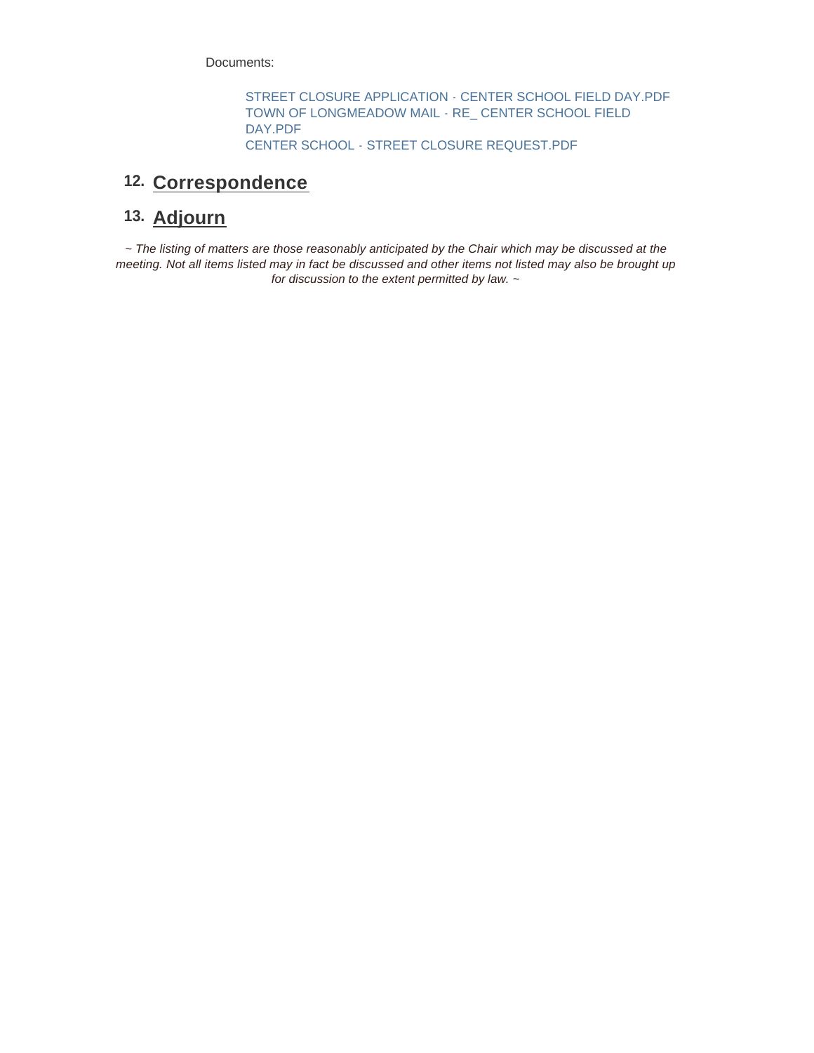Documents:

- STREET CLOSURE APPLICATION - CENTER SCHOOL FIELD DAY.PDF
- TOWN OF LONGMEADOW MAIL - RE_ CENTER SCHOOL FIELD DAY.PDF
- CENTER SCHOOL - STREET CLOSURE REQUEST.PDF

## 12. Correspondence

## 13. Adjourn

*~ The listing of matters are those reasonably anticipated by the Chair which may be discussed at the meeting. Not all items listed may in fact be discussed and other items not listed may also be brought up for discussion to the extent permitted by law. ~*